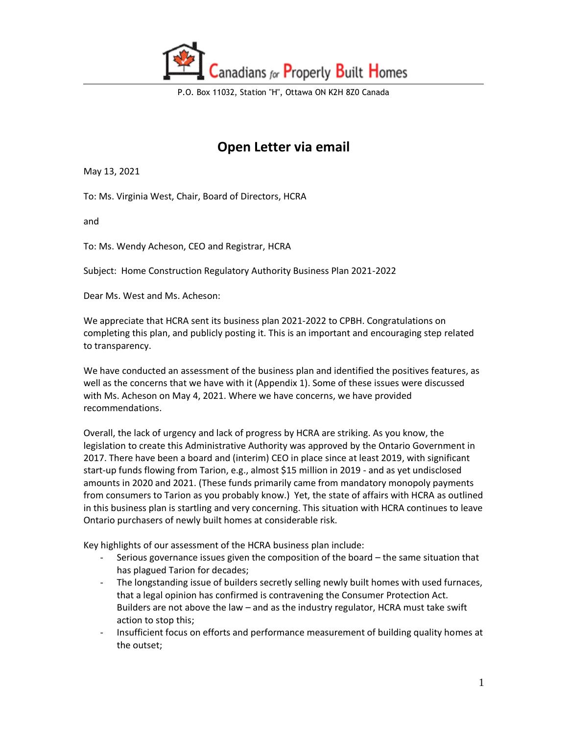Canadians for Properly Built Homes

P.O. Box 11032, Station "H", Ottawa ON K2H 8Z0 Canada

# Open Letter via email

May 13, 2021

To: Ms. Virginia West, Chair, Board of Directors, HCRA

and

To: Ms. Wendy Acheson, CEO and Registrar, HCRA

Subject: Home Construction Regulatory Authority Business Plan 2021-2022

Dear Ms. West and Ms. Acheson:

We appreciate that HCRA sent its business plan 2021-2022 to CPBH. Congratulations on completing this plan, and publicly posting it. This is an important and encouraging step related to transparency.

We have conducted an assessment of the business plan and identified the positives features, as well as the concerns that we have with it (Appendix 1). Some of these issues were discussed with Ms. Acheson on May 4, 2021. Where we have concerns, we have provided recommendations.

Overall, the lack of urgency and lack of progress by HCRA are striking. As you know, the legislation to create this Administrative Authority was approved by the Ontario Government in 2017. There have been a board and (interim) CEO in place since at least 2019, with significant start-up funds flowing from Tarion, e.g., almost $15 million in 2019 - and as yet undisclosed amounts in 2020 and 2021. (These funds primarily came from mandatory monopoly payments from consumers to Tarion as you probably know.) Yet, the state of affairs with HCRA as outlined in this business plan is startling and very concerning. This situation with HCRA continues to leave Ontario purchasers of newly built homes at considerable risk.

Key highlights of our assessment of the HCRA business plan include:

- Serious governance issues given the composition of the board – the same situation that has plagued Tarion for decades;
- The longstanding issue of builders secretly selling newly built homes with used furnaces, that a legal opinion has confirmed is contravening the Consumer Protection Act. Builders are not above the law – and as the industry regulator, HCRA must take swift action to stop this;
- Insufficient focus on efforts and performance measurement of building quality homes at the outset;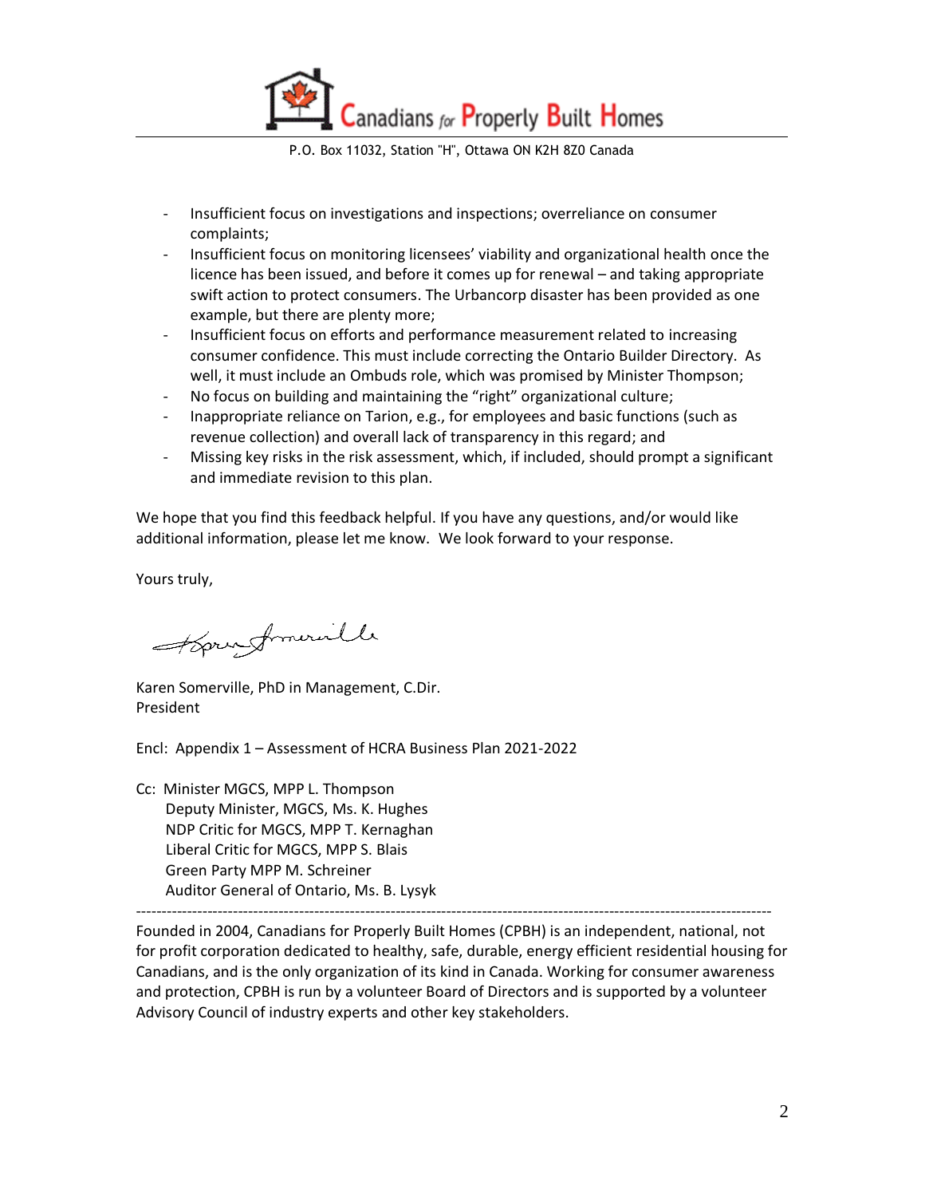- Insufficient focus on investigations and inspections; overreliance on consumer complaints;
- Insufficient focus on monitoring licensees' viability and organizational health once the licence has been issued, and before it comes up for renewal – and taking appropriate swift action to protect consumers. The Urbancorp disaster has been provided as one example, but there are plenty more;
- Insufficient focus on efforts and performance measurement related to increasing consumer confidence. This must include correcting the Ontario Builder Directory. As well, it must include an Ombuds role, which was promised by Minister Thompson;
- No focus on building and maintaining the "right" organizational culture;
- Inappropriate reliance on Tarion, e.g., for employees and basic functions (such as revenue collection) and overall lack of transparency in this regard; and
- Missing key risks in the risk assessment, which, if included, should prompt a significant and immediate revision to this plan.

We hope that you find this feedback helpful. If you have any questions, and/or would like additional information, please let me know. We look forward to your response.

Yours truly,

Karen Somerville, PhD in Management, C.Dir.
President

Encl: Appendix 1 – Assessment of HCRA Business Plan 2021-2022

Cc: Minister MGCS, MPP L. Thompson
Deputy Minister, MGCS, Ms. K. Hughes
NDP Critic for MGCS, MPP T. Kernaghan
Liberal Critic for MGCS, MPP S. Blais
Green Party MPP M. Schreiner
Auditor General of Ontario, Ms. B. Lysyk

---

Founded in 2004, Canadians for Properly Built Homes (CPBH) is an independent, national, not for profit corporation dedicated to healthy, safe, durable, energy efficient residential housing for Canadians, and is the only organization of its kind in Canada. Working for consumer awareness and protection, CPBH is run by a volunteer Board of Directors and is supported by a volunteer Advisory Council of industry experts and other key stakeholders.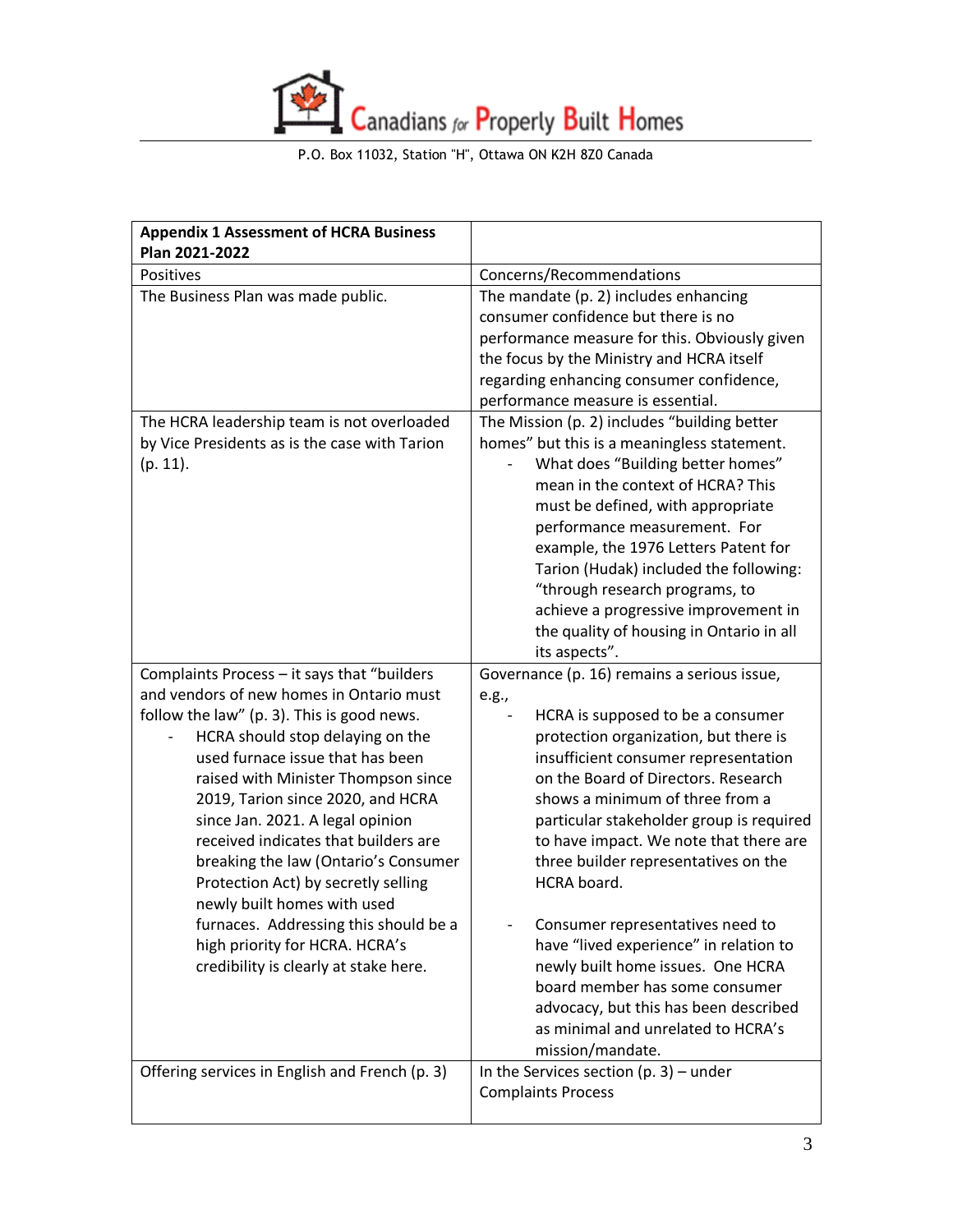| **Appendix 1 Assessment of HCRA Business Plan 2021-2022** | |
|---|---|
| Positives | Concerns/Recommendations |
| The Business Plan was made public. | The mandate (p. 2) includes enhancing consumer confidence but there is no performance measure for this. Obviously given the focus by the Ministry and HCRA itself regarding enhancing consumer confidence, performance measure is essential. |
| The HCRA leadership team is not overloaded by Vice Presidents as is the case with Tarion (p. 11). | The Mission (p. 2) includes "building better homes" but this is a meaningless statement. <br> - What does "Building better homes" mean in the context of HCRA? This must be defined, with appropriate performance measurement. For example, the 1976 Letters Patent for Tarion (Hudak) included the following: "through research programs, to achieve a progressive improvement in the quality of housing in Ontario in all its aspects". |
| Complaints Process – it says that "builders and vendors of new homes in Ontario must follow the law" (p. 3). This is good news. <br> - HCRA should stop delaying on the used furnace issue that has been raised with Minister Thompson since 2019, Tarion since 2020, and HCRA since Jan. 2021. A legal opinion received indicates that builders are breaking the law (Ontario's Consumer Protection Act) by secretly selling newly built homes with used furnaces. Addressing this should be a high priority for HCRA. HCRA's credibility is clearly at stake here. | Governance (p. 16) remains a serious issue, e.g., <br> - HCRA is supposed to be a consumer protection organization, but there is insufficient consumer representation on the Board of Directors. Research shows a minimum of three from a particular stakeholder group is required to have impact. We note that there are three builder representatives on the HCRA board. <br> - Consumer representatives need to have "lived experience" in relation to newly built home issues. One HCRA board member has some consumer advocacy, but this has been described as minimal and unrelated to HCRA's mission/mandate. |
| Offering services in English and French (p. 3) | In the Services section (p. 3) – under Complaints Process |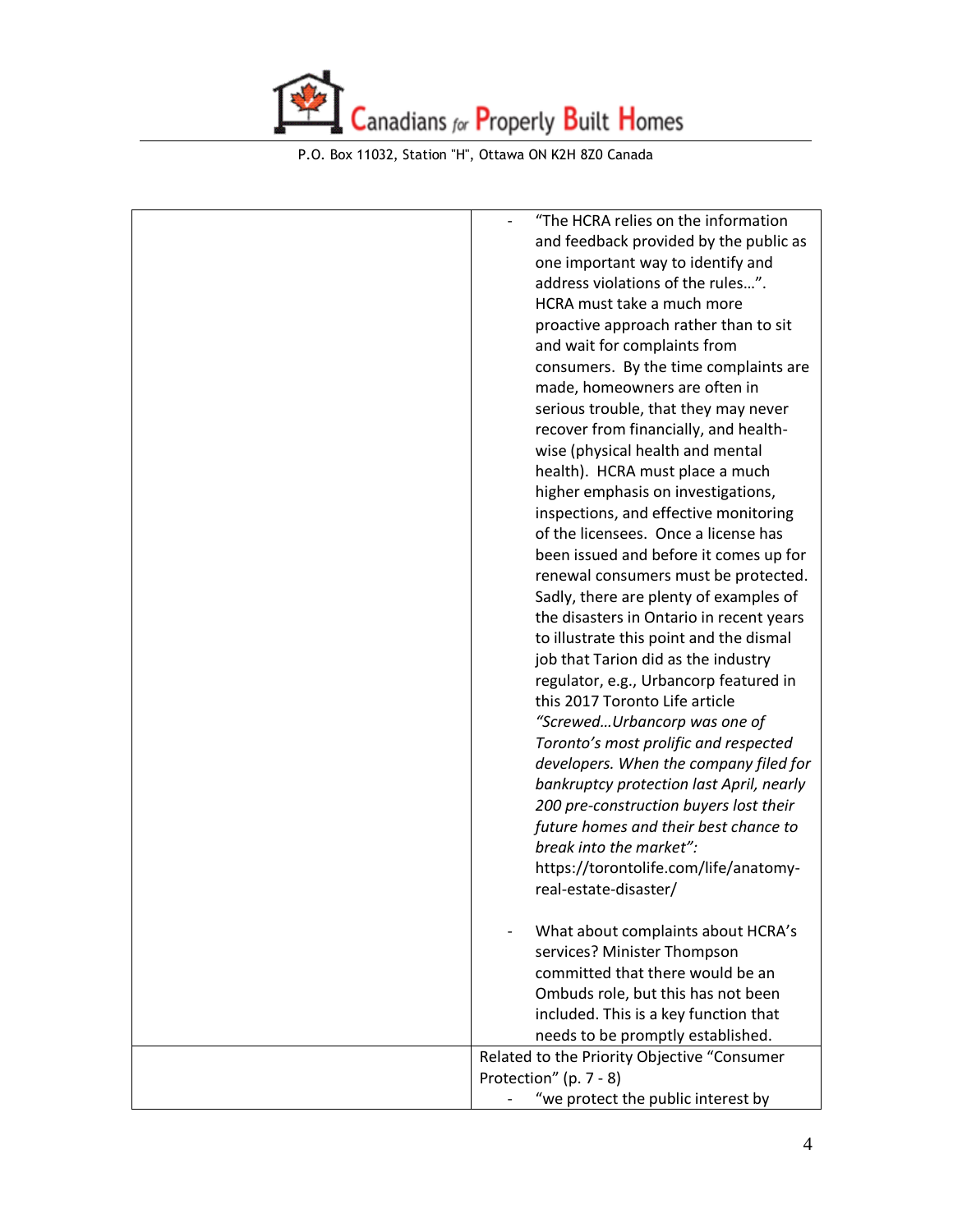| | |
|---|---|
| | - "The HCRA relies on the information and feedback provided by the public as one important way to identify and address violations of the rules…". HCRA must take a much more proactive approach rather than to sit and wait for complaints from consumers. By the time complaints are made, homeowners are often in serious trouble, that they may never recover from financially, and health-wise (physical health and mental health). HCRA must place a much higher emphasis on investigations, inspections, and effective monitoring of the licensees. Once a license has been issued and before it comes up for renewal consumers must be protected. Sadly, there are plenty of examples of the disasters in Ontario in recent years to illustrate this point and the dismal job that Tarion did as the industry regulator, e.g., Urbancorp featured in this 2017 Toronto Life article *"Screwed…Urbancorp was one of Toronto's most prolific and respected developers. When the company filed for bankruptcy protection last April, nearly 200 pre-construction buyers lost their future homes and their best chance to break into the market":* https://torontolife.com/life/anatomy-real-estate-disaster/<br><br>- What about complaints about HCRA's services? Minister Thompson committed that there would be an Ombuds role, but this has not been included. This is a key function that needs to be promptly established. |
| | Related to the Priority Objective "Consumer Protection" (p. 7 - 8)<br>- "we protect the public interest by |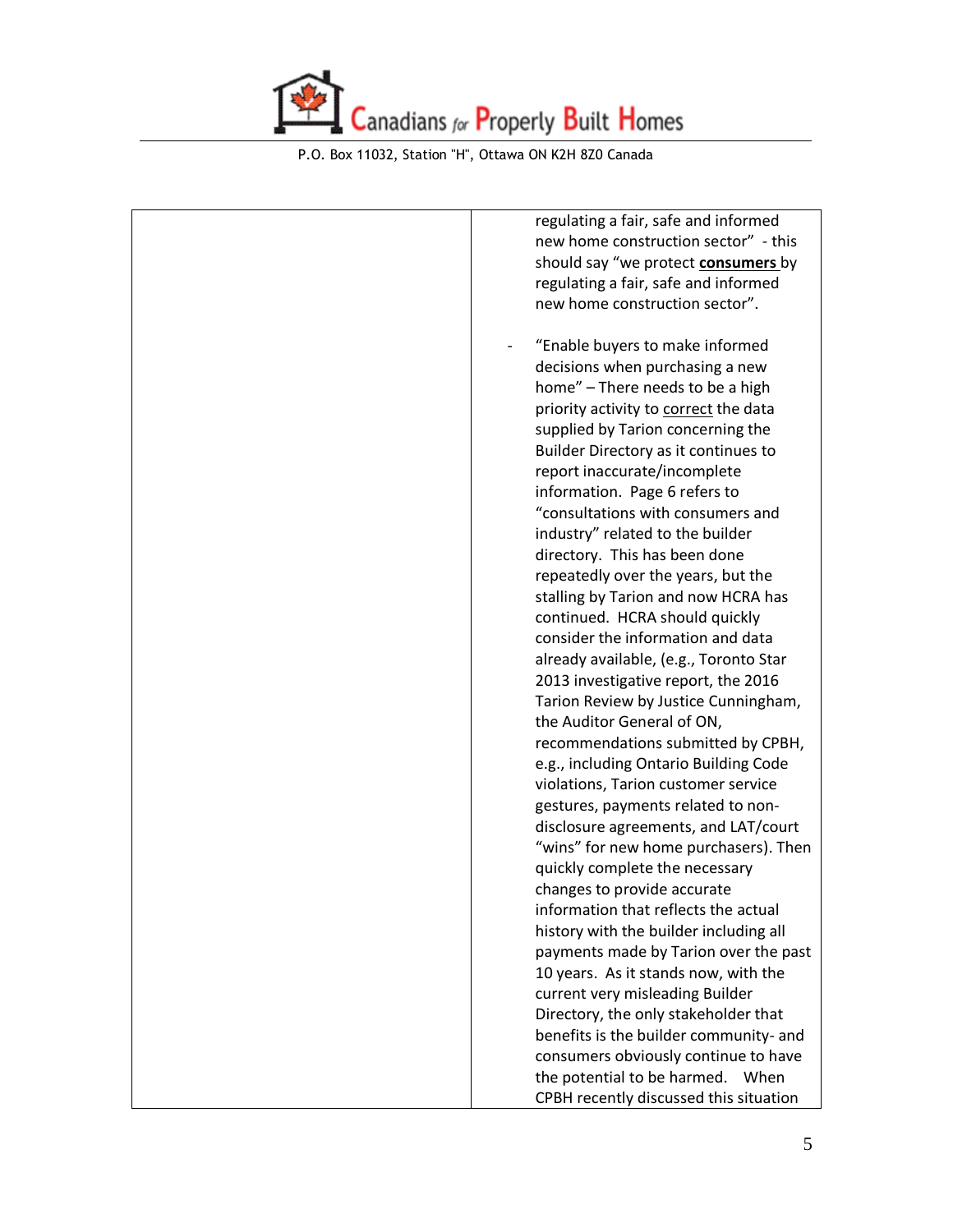| | |
|---|---|
| | regulating a fair, safe and informed new home construction sector" - this should say "we protect **consumers** by regulating a fair, safe and informed new home construction sector".<br><br>- "Enable buyers to make informed decisions when purchasing a new home" – There needs to be a high priority activity to correct the data supplied by Tarion concerning the Builder Directory as it continues to report inaccurate/incomplete information. Page 6 refers to "consultations with consumers and industry" related to the builder directory. This has been done repeatedly over the years, but the stalling by Tarion and now HCRA has continued. HCRA should quickly consider the information and data already available, (e.g., Toronto Star 2013 investigative report, the 2016 Tarion Review by Justice Cunningham, the Auditor General of ON, recommendations submitted by CPBH, e.g., including Ontario Building Code violations, Tarion customer service gestures, payments related to non-disclosure agreements, and LAT/court "wins" for new home purchasers). Then quickly complete the necessary changes to provide accurate information that reflects the actual history with the builder including all payments made by Tarion over the past 10 years. As it stands now, with the current very misleading Builder Directory, the only stakeholder that benefits is the builder community- and consumers obviously continue to have the potential to be harmed. When CPBH recently discussed this situation |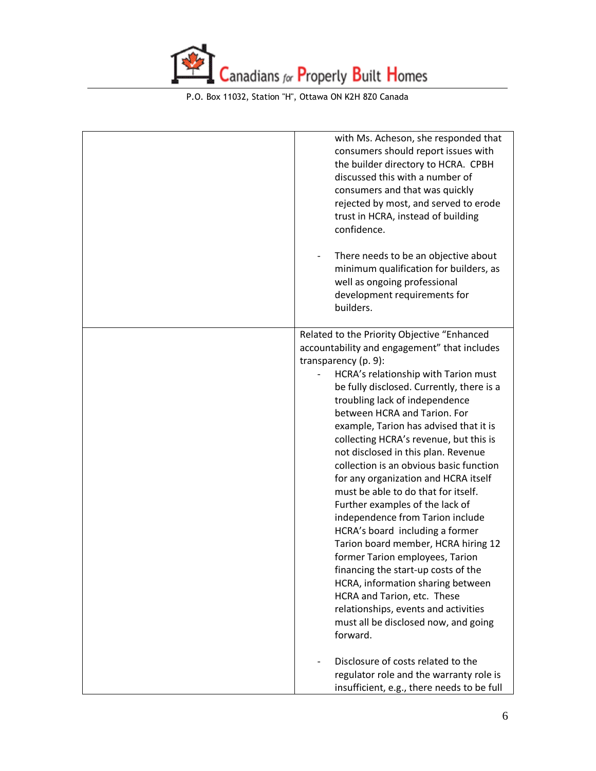| | |
|---|---|
| | with Ms. Acheson, she responded that consumers should report issues with the builder directory to HCRA. CPBH discussed this with a number of consumers and that was quickly rejected by most, and served to erode trust in HCRA, instead of building confidence.<br><br>- There needs to be an objective about minimum qualification for builders, as well as ongoing professional development requirements for builders. |
| | Related to the Priority Objective "Enhanced accountability and engagement" that includes transparency (p. 9):<br>- HCRA's relationship with Tarion must be fully disclosed. Currently, there is a troubling lack of independence between HCRA and Tarion. For example, Tarion has advised that it is collecting HCRA's revenue, but this is not disclosed in this plan. Revenue collection is an obvious basic function for any organization and HCRA itself must be able to do that for itself. Further examples of the lack of independence from Tarion include HCRA's board including a former Tarion board member, HCRA hiring 12 former Tarion employees, Tarion financing the start-up costs of the HCRA, information sharing between HCRA and Tarion, etc. These relationships, events and activities must all be disclosed now, and going forward.<br><br>- Disclosure of costs related to the regulator role and the warranty role is insufficient, e.g., there needs to be full |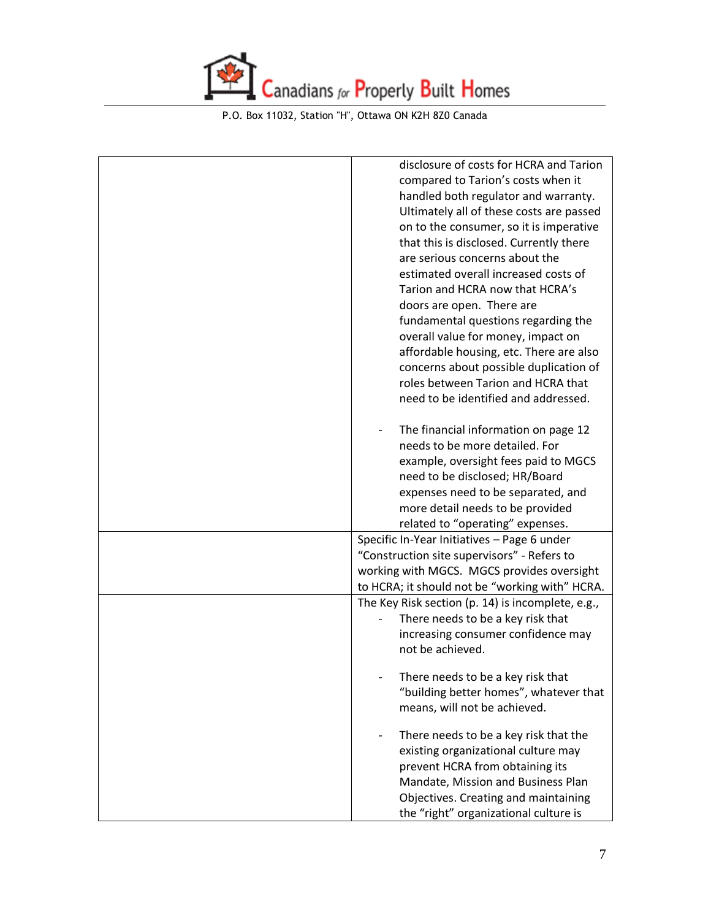| | |
|---|---|
| | disclosure of costs for HCRA and Tarion compared to Tarion's costs when it handled both regulator and warranty. Ultimately all of these costs are passed on to the consumer, so it is imperative that this is disclosed. Currently there are serious concerns about the estimated overall increased costs of Tarion and HCRA now that HCRA's doors are open. There are fundamental questions regarding the overall value for money, impact on affordable housing, etc. There are also concerns about possible duplication of roles between Tarion and HCRA that need to be identified and addressed.<br><br>- The financial information on page 12 needs to be more detailed. For example, oversight fees paid to MGCS need to be disclosed; HR/Board expenses need to be separated, and more detail needs to be provided related to "operating" expenses. |
| | Specific In-Year Initiatives – Page 6 under "Construction site supervisors" - Refers to working with MGCS. MGCS provides oversight to HCRA; it should not be "working with" HCRA. |
| | The Key Risk section (p. 14) is incomplete, e.g.,<br>- There needs to be a key risk that increasing consumer confidence may not be achieved.<br><br>- There needs to be a key risk that "building better homes", whatever that means, will not be achieved.<br><br>- There needs to be a key risk that the existing organizational culture may prevent HCRA from obtaining its Mandate, Mission and Business Plan Objectives. Creating and maintaining the "right" organizational culture is |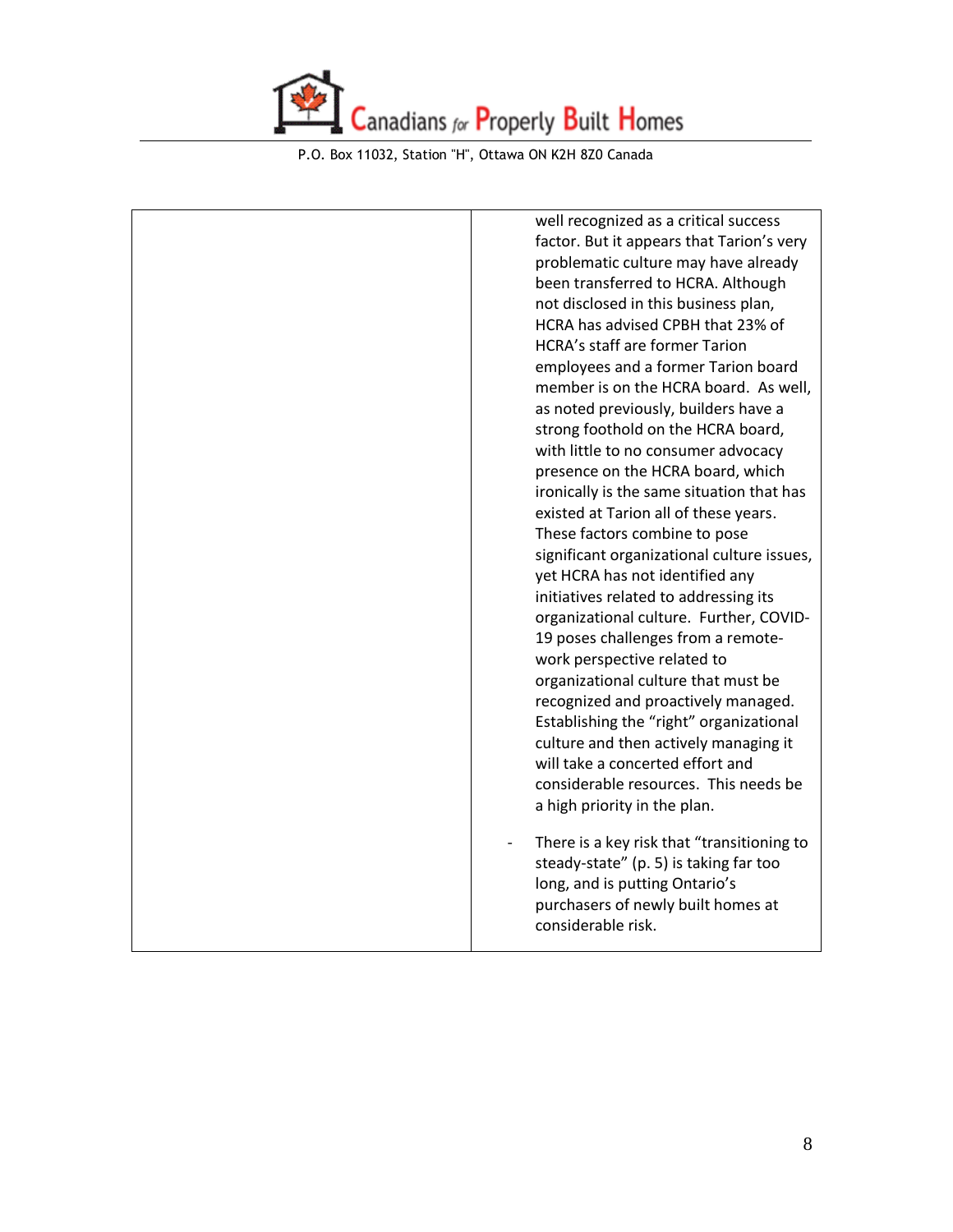| | |
|---|---|
| | well recognized as a critical success factor. But it appears that Tarion's very problematic culture may have already been transferred to HCRA. Although not disclosed in this business plan, HCRA has advised CPBH that 23% of HCRA's staff are former Tarion employees and a former Tarion board member is on the HCRA board. As well, as noted previously, builders have a strong foothold on the HCRA board, with little to no consumer advocacy presence on the HCRA board, which ironically is the same situation that has existed at Tarion all of these years. These factors combine to pose significant organizational culture issues, yet HCRA has not identified any initiatives related to addressing its organizational culture. Further, COVID-19 poses challenges from a remote-work perspective related to organizational culture that must be recognized and proactively managed. Establishing the "right" organizational culture and then actively managing it will take a concerted effort and considerable resources. This needs be a high priority in the plan.<br><br>- There is a key risk that "transitioning to steady-state" (p. 5) is taking far too long, and is putting Ontario's purchasers of newly built homes at considerable risk. |